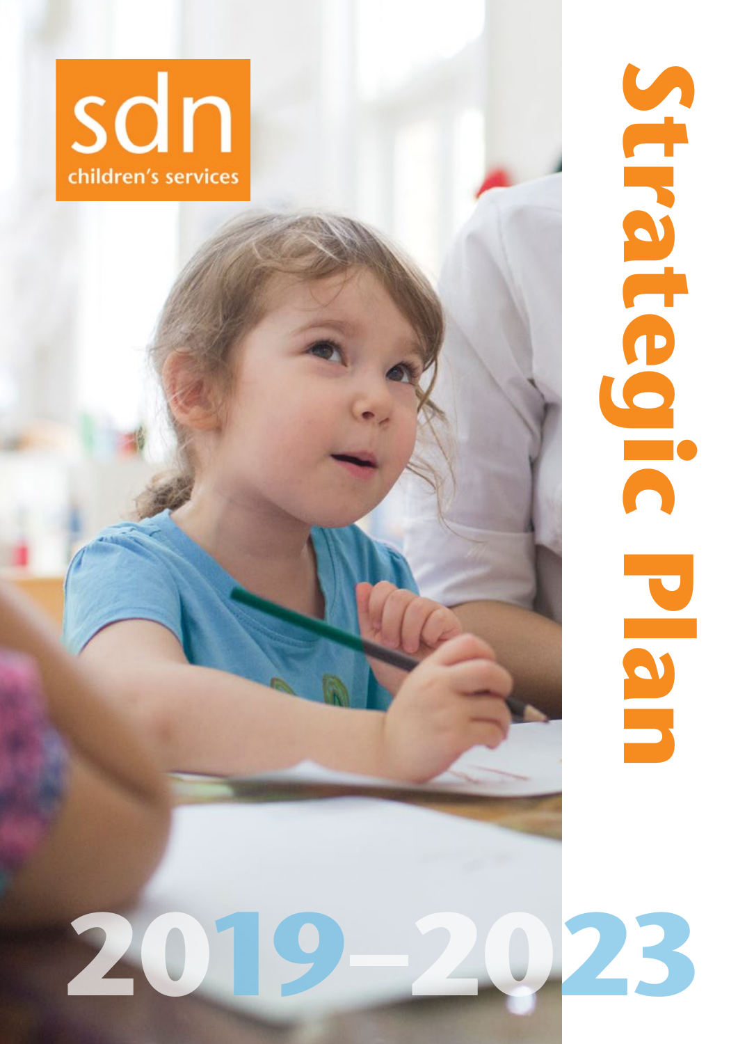sdn

children's services

# Strategic Plan

# 2019–2023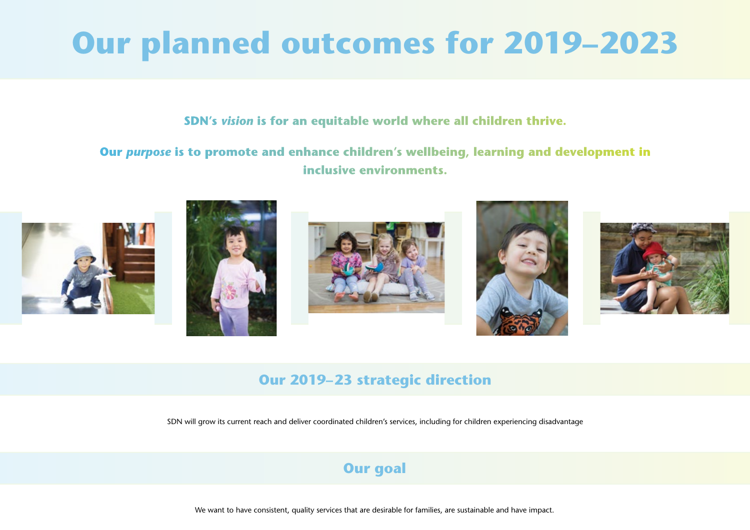# Our planned outcomes for 2019–2023

**SDN's *vision* is for an equitable world where all children thrive.**

**Our *purpose* is to promote and enhance children's wellbeing, learning and development in inclusive environments.**

## Our 2019–23 strategic direction

SDN will grow its current reach and deliver coordinated children's services, including for children experiencing disadvantage

## Our goal

We want to have consistent, quality services that are desirable for families, are sustainable and have impact.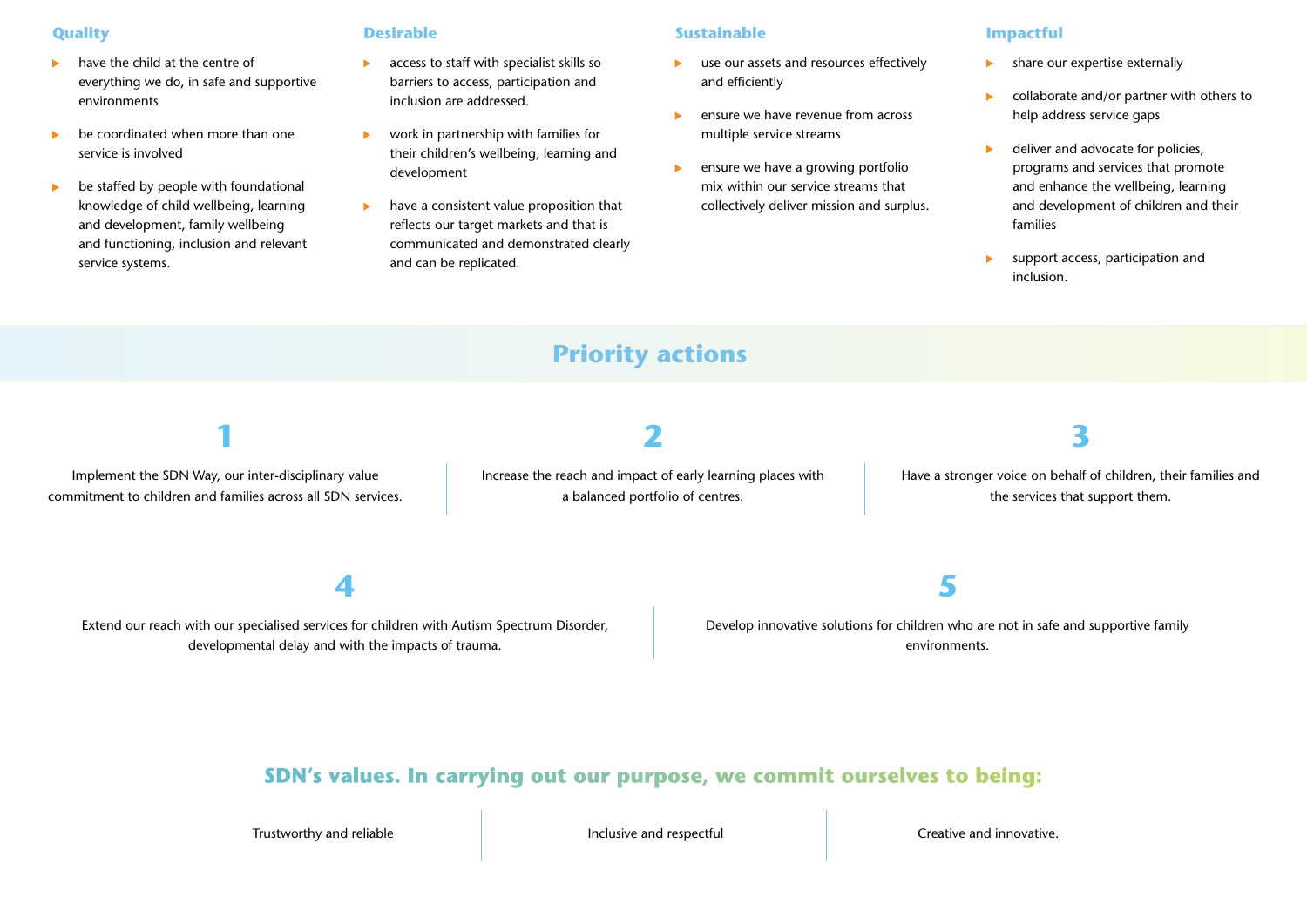### Quality

- have the child at the centre of everything we do, in safe and supportive environments
- be coordinated when more than one service is involved
- be staffed by people with foundational knowledge of child wellbeing, learning and development, family wellbeing and functioning, inclusion and relevant service systems.

### Desirable

- access to staff with specialist skills so barriers to access, participation and inclusion are addressed.
- work in partnership with families for their children's wellbeing, learning and development
- have a consistent value proposition that reflects our target markets and that is communicated and demonstrated clearly and can be replicated.

### Sustainable

- use our assets and resources effectively and efficiently
- ensure we have revenue from across multiple service streams
- ensure we have a growing portfolio mix within our service streams that collectively deliver mission and surplus.

### Impactful

- share our expertise externally
- collaborate and/or partner with others to help address service gaps
- deliver and advocate for policies, programs and services that promote and enhance the wellbeing, learning and development of children and their families
- support access, participation and inclusion.

## Priority actions

**1**

Implement the SDN Way, our inter-disciplinary value commitment to children and families across all SDN services.

**2**

Increase the reach and impact of early learning places with a balanced portfolio of centres.

**3**

Have a stronger voice on behalf of children, their families and the services that support them.

**4**

Extend our reach with our specialised services for children with Autism Spectrum Disorder, developmental delay and with the impacts of trauma.

**5**

Develop innovative solutions for children who are not in safe and supportive family environments.

## SDN's values. In carrying out our purpose, we commit ourselves to being:

Trustworthy and reliable

Inclusive and respectful

Creative and innovative.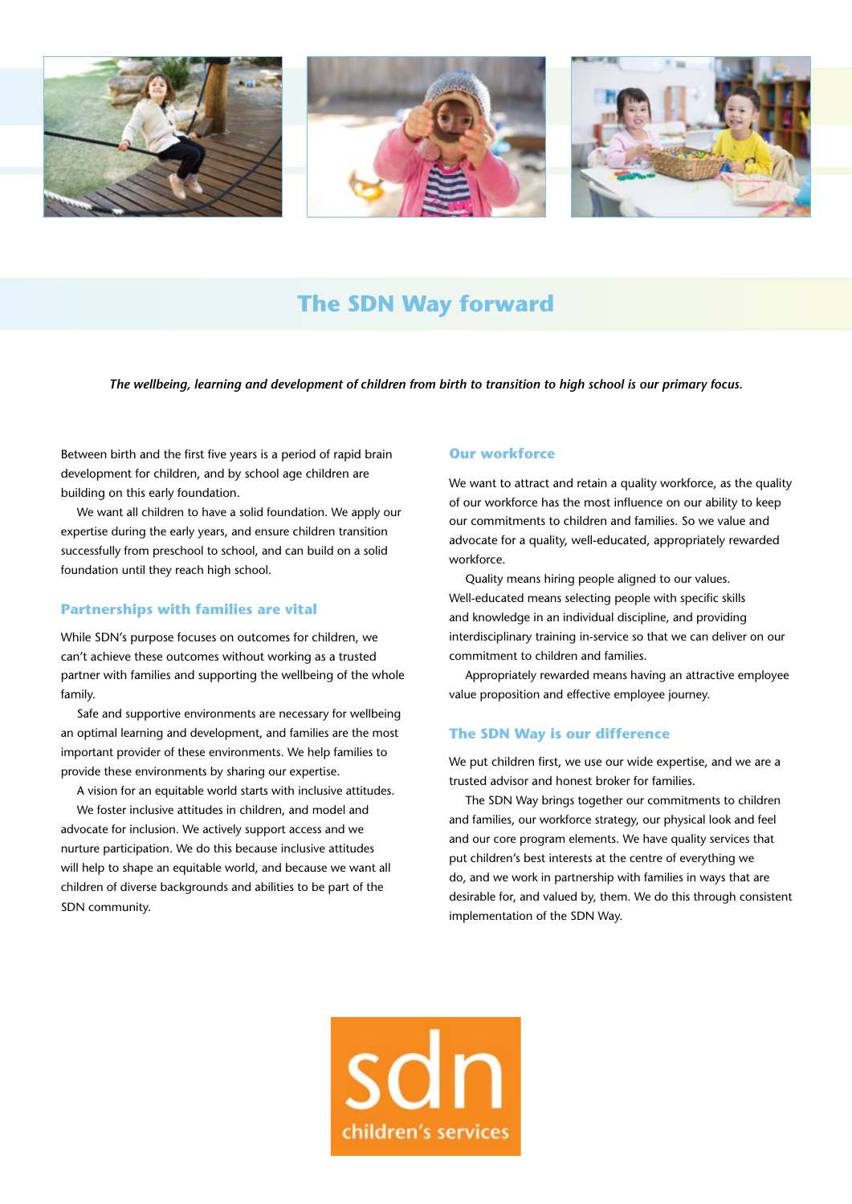# The SDN Way forward

*The wellbeing, learning and development of children from birth to transition to high school is our primary focus.*

Between birth and the first five years is a period of rapid brain development for children, and by school age children are building on this early foundation.

We want all children to have a solid foundation. We apply our expertise during the early years, and ensure children transition successfully from preschool to school, and can build on a solid foundation until they reach high school.

## Partnerships with families are vital

While SDN's purpose focuses on outcomes for children, we can't achieve these outcomes without working as a trusted partner with families and supporting the wellbeing of the whole family.

Safe and supportive environments are necessary for wellbeing an optimal learning and development, and families are the most important provider of these environments. We help families to provide these environments by sharing our expertise.

A vision for an equitable world starts with inclusive attitudes.

We foster inclusive attitudes in children, and model and advocate for inclusion. We actively support access and we nurture participation. We do this because inclusive attitudes will help to shape an equitable world, and because we want all children of diverse backgrounds and abilities to be part of the SDN community.

## Our workforce

We want to attract and retain a quality workforce, as the quality of our workforce has the most influence on our ability to keep our commitments to children and families. So we value and advocate for a quality, well-educated, appropriately rewarded workforce.

Quality means hiring people aligned to our values. Well-educated means selecting people with specific skills and knowledge in an individual discipline, and providing interdisciplinary training in-service so that we can deliver on our commitment to children and families.

Appropriately rewarded means having an attractive employee value proposition and effective employee journey.

## The SDN Way is our difference

We put children first, we use our wide expertise, and we are a trusted advisor and honest broker for families.

The SDN Way brings together our commitments to children and families, our workforce strategy, our physical look and feel and our core program elements. We have quality services that put children's best interests at the centre of everything we do, and we work in partnership with families in ways that are desirable for, and valued by, them. We do this through consistent implementation of the SDN Way.

sdn children's services